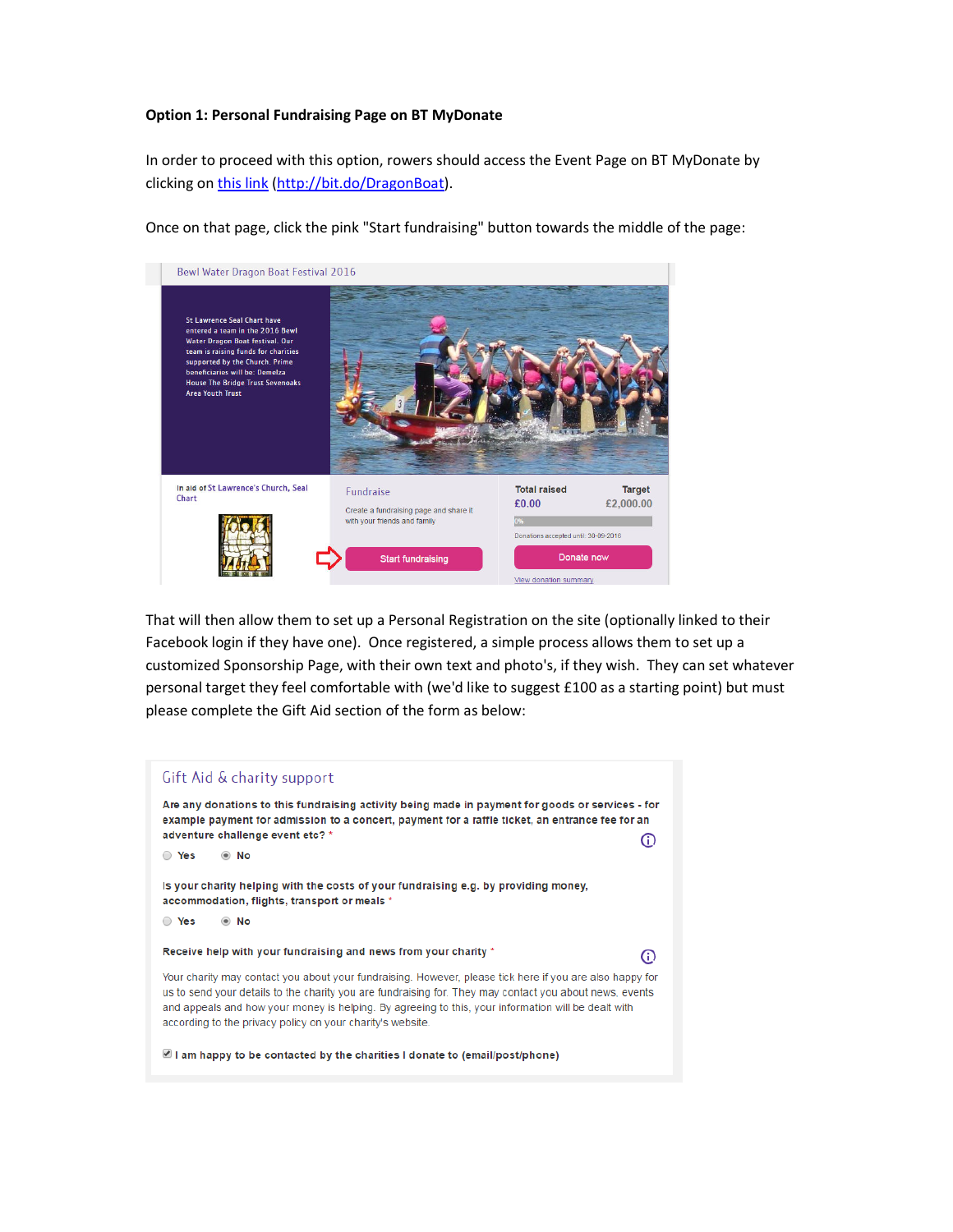**Option 1: Personal Fundraising Page on BT MyDonate**

In order to proceed with this option, rowers should access the Event Page on BT MyDonate by clicking on [this link](http://bit.do/DragonBoat) (http://bit.do/DragonBoat).

Once on that page, click the pink "Start fundraising" button towards the middle of the page:

Bewl Water Dragon Boat Festival 2016

St Lawrence Seal Chart have entered a team in the 2016 Bewl Water Dragon Boat festival. Our team is raising funds for charities supported by the Church. Prime beneficiaries will be: Demelza House The Bridge Trust Sevenoaks Area Youth Trust

In aid of St Lawrence's Church, Seal Chart

Fundraise

Create a fundraising page and share it with your friends and family

Start fundraising

Total raised £0.00 Target £2,000.00

0%

Donations accepted until: 30-09-2016

Donate now

View donation summary

That will then allow them to set up a Personal Registration on the site (optionally linked to their Facebook login if they have one). Once registered, a simple process allows them to set up a customized Sponsorship Page, with their own text and photo's, if they wish. They can set whatever personal target they feel comfortable with (we'd like to suggest £100 as a starting point) but must please complete the Gift Aid section of the form as below:

Gift Aid & charity support

Are any donations to this fundraising activity being made in payment for goods or services - for example payment for admission to a concert, payment for a raffle ticket, an entrance fee for an adventure challenge event etc? *

- ( ) Yes
- (•) No

Is your charity helping with the costs of your fundraising e.g. by providing money, accommodation, flights, transport or meals *

- ( ) Yes
- (•) No

Receive help with your fundraising and news from your charity *

Your charity may contact you about your fundraising. However, please tick here if you are also happy for us to send your details to the charity you are fundraising for. They may contact you about news, events and appeals and how your money is helping. By agreeing to this, your information will be dealt with according to the privacy policy on your charity's website.

- [x] I am happy to be contacted by the charities I donate to (email/post/phone)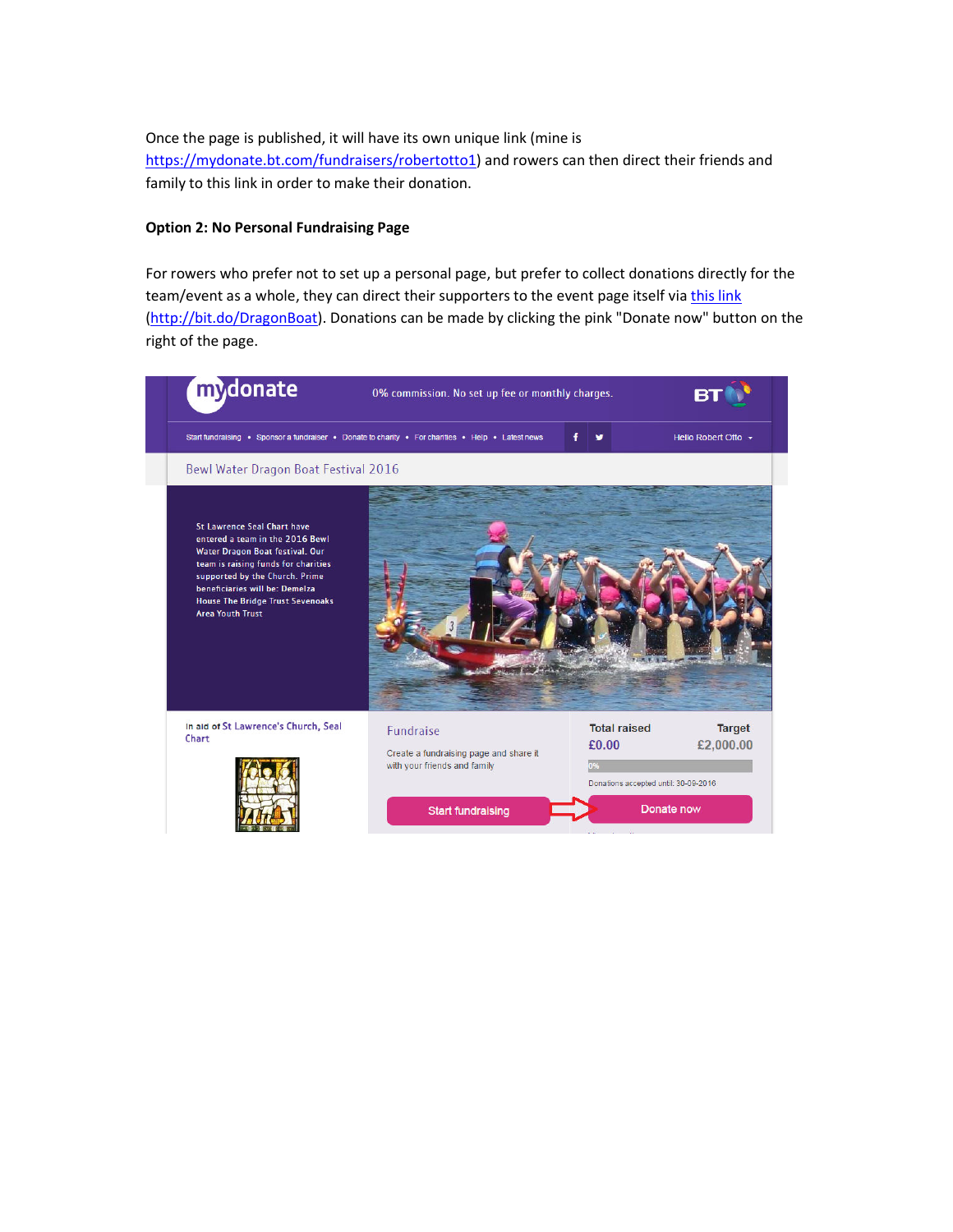Once the page is published, it will have its own unique link (mine is https://mydonate.bt.com/fundraisers/robertotto1) and rowers can then direct their friends and family to this link in order to make their donation.

**Option 2: No Personal Fundraising Page**

For rowers who prefer not to set up a personal page, but prefer to collect donations directly for the team/event as a whole, they can direct their supporters to the event page itself via this link (http://bit.do/DragonBoat). Donations can be made by clicking the pink "Donate now" button on the right of the page.